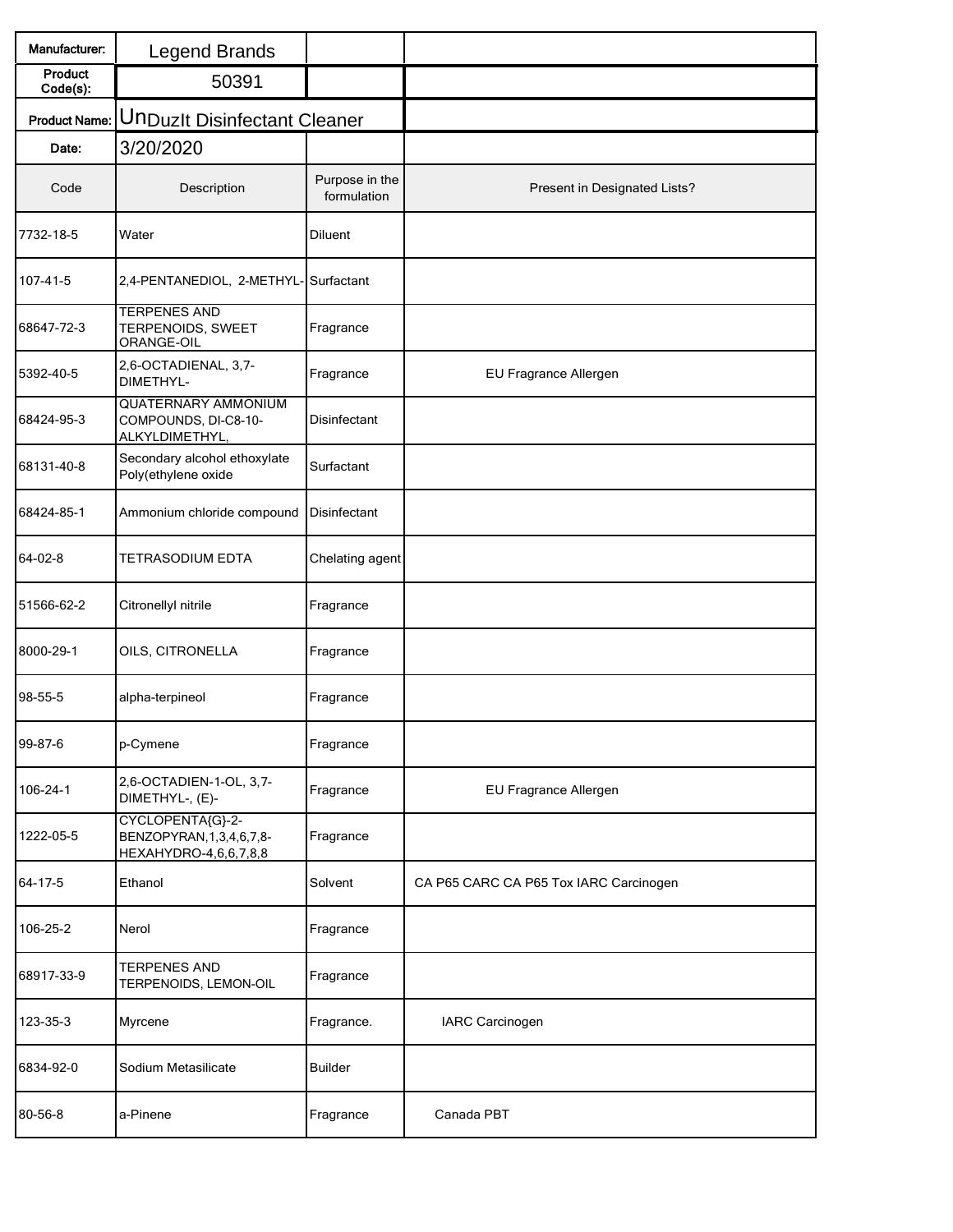| Manufacturer: | Legend Brands | | |
|---|---|---|---|
| Product Code(s): | 50391 | | |
| Product Name: | UnDuzIt Disinfectant Cleaner | | |
| Date: | 3/20/2020 | | |
| Code | Description | Purpose in the formulation | Present in Designated Lists? |
| 7732-18-5 | Water | Diluent | |
| 107-41-5 | 2,4-PENTANEDIOL, 2-METHYL- | Surfactant | |
| 68647-72-3 | TERPENES AND TERPENOIDS, SWEET ORANGE-OIL | Fragrance | |
| 5392-40-5 | 2,6-OCTADIENAL, 3,7-DIMETHYL- | Fragrance | EU Fragrance Allergen |
| 68424-95-3 | QUATERNARY AMMONIUM COMPOUNDS, DI-C8-10-ALKYLDIMETHYL, | Disinfectant | |
| 68131-40-8 | Secondary alcohol ethoxylate Poly(ethylene oxide | Surfactant | |
| 68424-85-1 | Ammonium chloride compound | Disinfectant | |
| 64-02-8 | TETRASODIUM EDTA | Chelating agent | |
| 51566-62-2 | Citronellyl nitrile | Fragrance | |
| 8000-29-1 | OILS, CITRONELLA | Fragrance | |
| 98-55-5 | alpha-terpineol | Fragrance | |
| 99-87-6 | p-Cymene | Fragrance | |
| 106-24-1 | 2,6-OCTADIEN-1-OL, 3,7-DIMETHYL-, (E)- | Fragrance | EU Fragrance Allergen |
| 1222-05-5 | CYCLOPENTA{G}-2-BENZOPYRAN,1,3,4,6,7,8-HEXAHYDRO-4,6,6,7,8,8 | Fragrance | |
| 64-17-5 | Ethanol | Solvent | CA P65 CARC CA P65 Tox IARC Carcinogen |
| 106-25-2 | Nerol | Fragrance | |
| 68917-33-9 | TERPENES AND TERPENOIDS, LEMON-OIL | Fragrance | |
| 123-35-3 | Myrcene | Fragrance. | IARC Carcinogen |
| 6834-92-0 | Sodium Metasilicate | Builder | |
| 80-56-8 | a-Pinene | Fragrance | Canada PBT |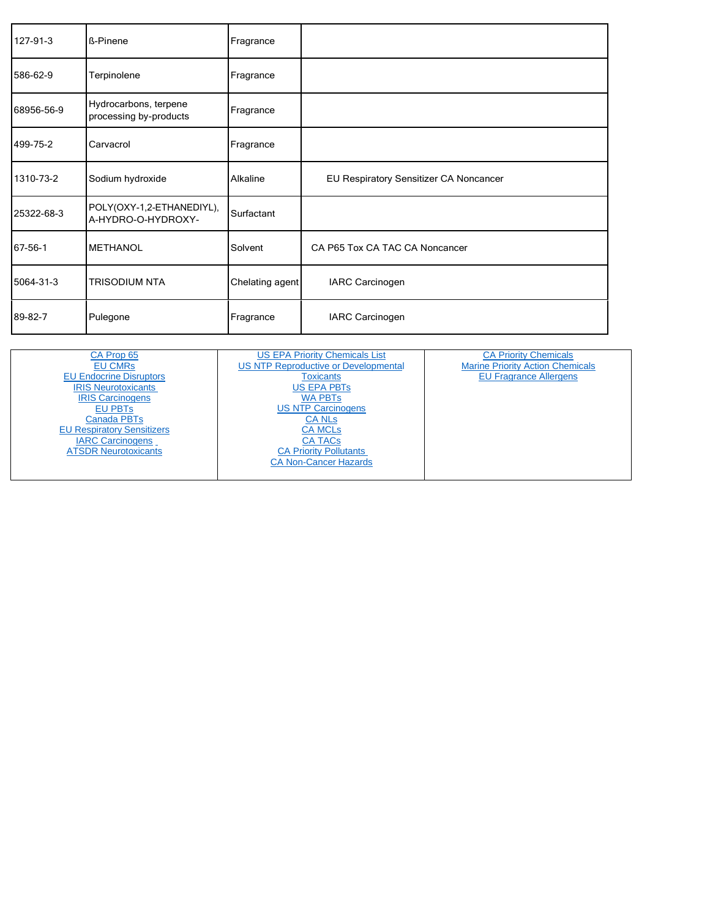| | | | |
|---|---|---|---|
| 127-91-3 | ß-Pinene | Fragrance | |
| 586-62-9 | Terpinolene | Fragrance | |
| 68956-56-9 | Hydrocarbons, terpene processing by-products | Fragrance | |
| 499-75-2 | Carvacrol | Fragrance | |
| 1310-73-2 | Sodium hydroxide | Alkaline | EU Respiratory Sensitizer CA Noncancer |
| 25322-68-3 | POLY(OXY-1,2-ETHANEDIYL), A-HYDRO-O-HYDROXY- | Surfactant | |
| 67-56-1 | METHANOL | Solvent | CA P65 Tox CA TAC CA Noncancer |
| 5064-31-3 | TRISODIUM NTA | Chelating agent | IARC Carcinogen |
| 89-82-7 | Pulegone | Fragrance | IARC Carcinogen |

| | | |
|---|---|---|
| CA Prop 65<br>EU CMRs<br>EU Endocrine Disruptors<br>IRIS Neurotoxicants<br>IRIS Carcinogens<br>EU PBTs<br>Canada PBTs<br>EU Respiratory Sensitizers<br>IARC Carcinogens<br>ATSDR Neurotoxicants | US EPA Priority Chemicals List<br>US NTP Reproductive or Developmental Toxicants<br>US EPA PBTs<br>WA PBTs<br>US NTP Carcinogens<br>CA NLs<br>CA MCLs<br>CA TACs<br>CA Priority Pollutants<br>CA Non-Cancer Hazards | CA Priority Chemicals<br>Marine Priority Action Chemicals<br>EU Fragrance Allergens |